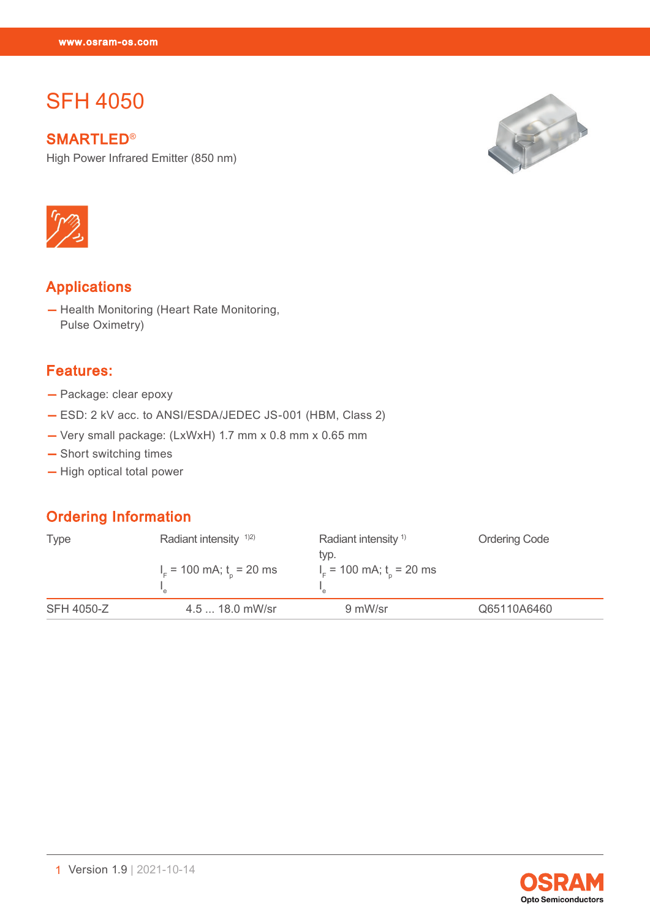# SFH 4050

## SMARTLED®

High Power Infrared Emitter (850 nm)

## Applications

- Health Monitoring (Heart Rate Monitoring, Pulse Oximetry)

## Features:

- Package: clear epoxy
- ESD: 2 kV acc. to ANSI/ESDA/JEDEC JS-001 (HBM, Class 2)
- Very small package: (LxWxH) 1.7 mm x 0.8 mm x 0.65 mm
- Short switching times
- High optical total power

## Ordering Information

| Type | Radiant intensity [1)2)] $I_F$ = 100 mA; $t_p$ = 20 ms $I_e$ | Radiant intensity [1)] typ. $I_F$ = 100 mA; $t_p$ = 20 ms $I_e$ | Ordering Code |
|---|---|---|---|
| SFH 4050-Z | 4.5 ... 18.0 mW/sr | 9 mW/sr | Q65110A6460 |

Version 1.9 | 2021-10-14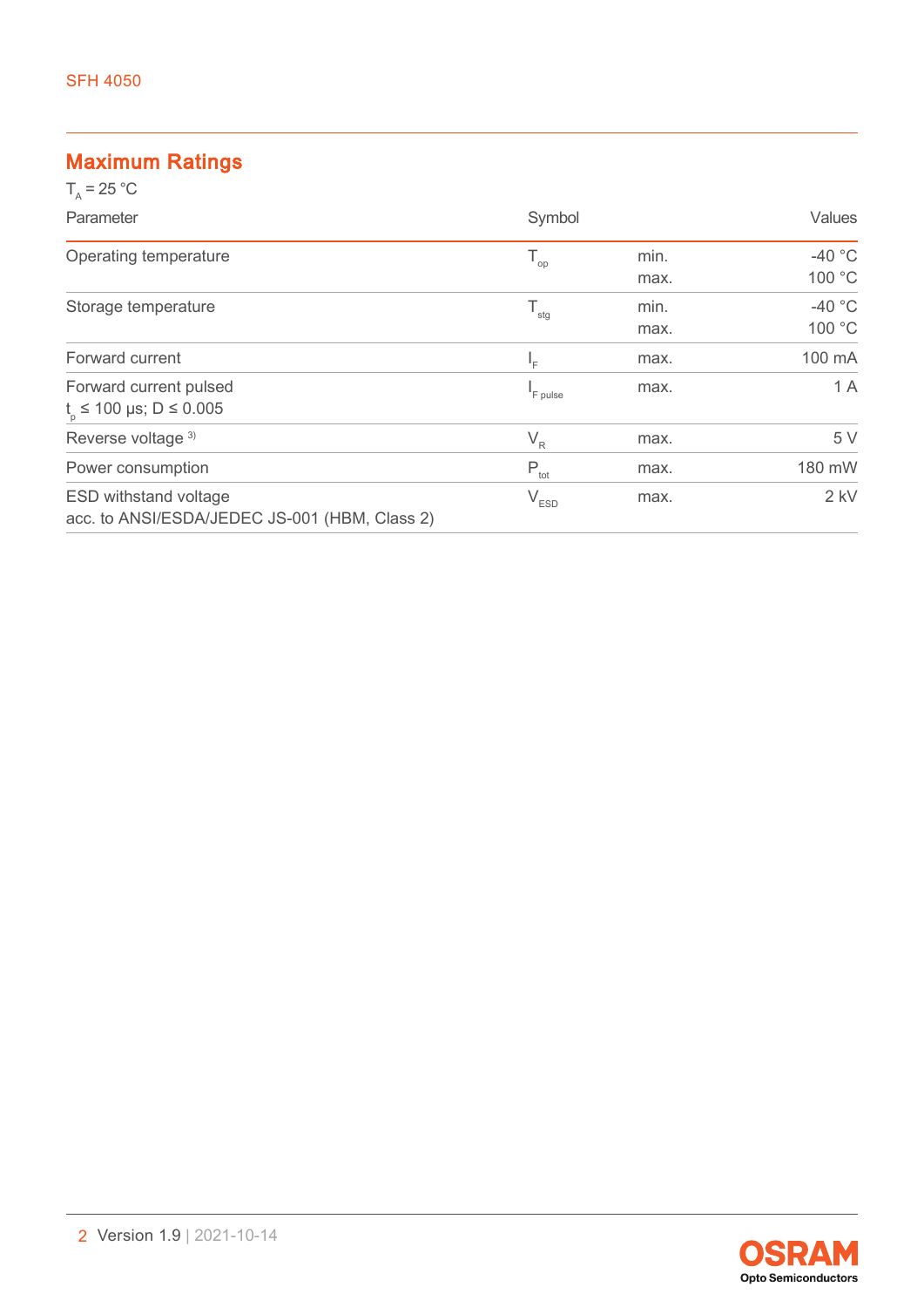## Maximum Ratings

$T_A$ = 25 °C

| Parameter | Symbol | | Values |
|---|---|---|---|
| Operating temperature | $T_{op}$ | min.<br>max. | -40 °C<br>100 °C |
| Storage temperature | $T_{stg}$ | min.<br>max. | -40 °C<br>100 °C |
| Forward current | $I_F$ | max. | 100 mA |
| Forward current pulsed<br>$t_p$ ≤ 100 µs; D ≤ 0.005 | $I_{F\ pulse}$ | max. | 1 A |
| Reverse voltage [3] | $V_R$ | max. | 5 V |
| Power consumption | $P_{tot}$ | max. | 180 mW |
| ESD withstand voltage<br>acc. to ANSI/ESDA/JEDEC JS-001 (HBM, Class 2) | $V_{ESD}$ | max. | 2 kV |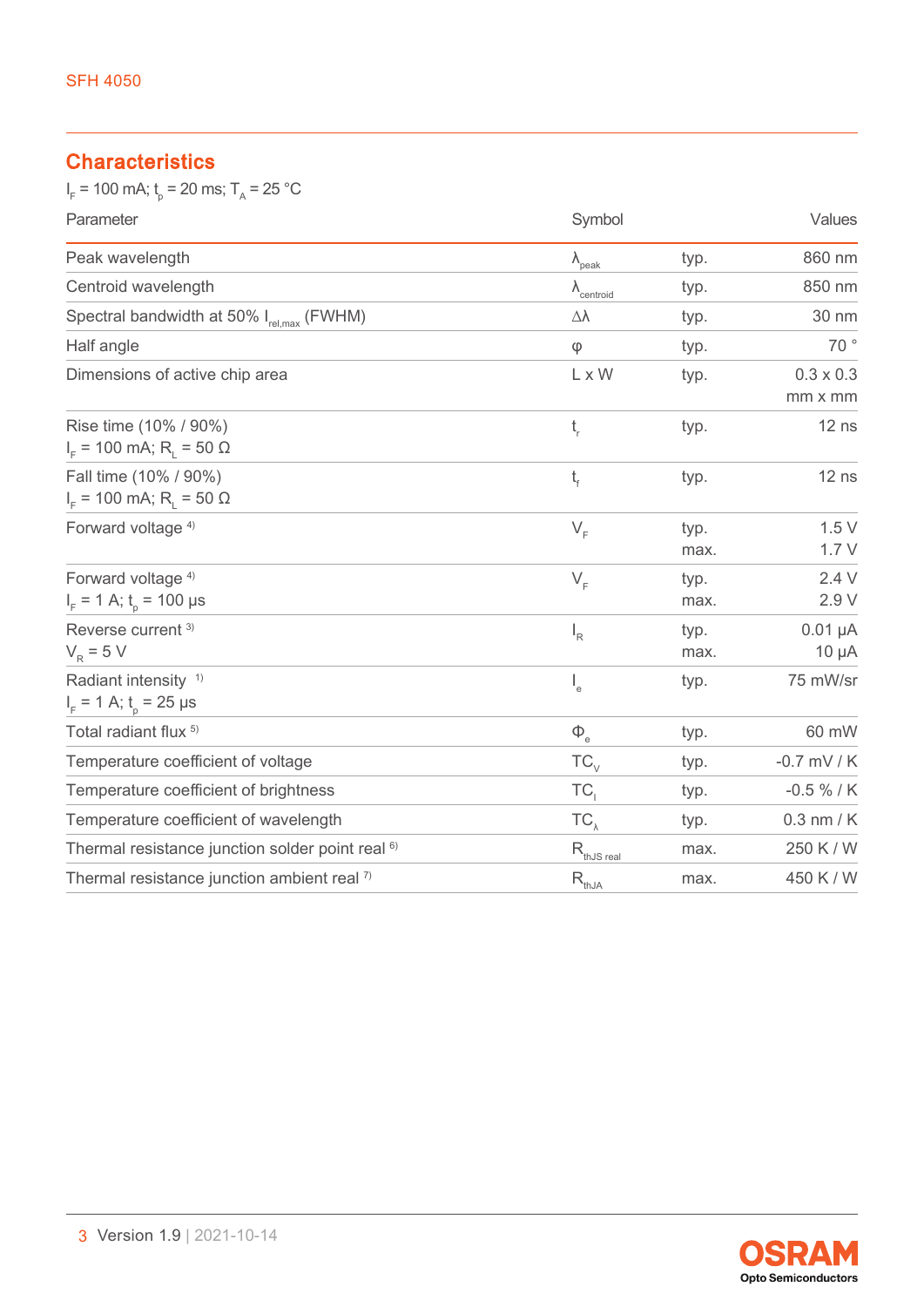## Characteristics

$I_F$ = 100 mA; $t_p$ = 20 ms; $T_A$ = 25 °C

| Parameter | Symbol | | Values |
|---|---|---|---|
| Peak wavelength | $\lambda_{peak}$ | typ. | 860 nm |
| Centroid wavelength | $\lambda_{centroid}$ | typ. | 850 nm |
| Spectral bandwidth at 50% $I_{rel,max}$ (FWHM) | $\Delta\lambda$ | typ. | 30 nm |
| Half angle | $\varphi$ | typ. | 70 ° |
| Dimensions of active chip area | L x W | typ. | 0.3 x 0.3 mm x mm |
| Rise time (10% / 90%) $I_F$ = 100 mA; $R_L$ = 50 Ω | $t_r$ | typ. | 12 ns |
| Fall time (10% / 90%) $I_F$ = 100 mA; $R_L$ = 50 Ω | $t_f$ | typ. | 12 ns |
| Forward voltage [4] | $V_F$ | typ.<br>max. | 1.5 V<br>1.7 V |
| Forward voltage [4] $I_F$ = 1 A; $t_p$ = 100 µs | $V_F$ | typ.<br>max. | 2.4 V<br>2.9 V |
| Reverse current [3] $V_R$ = 5 V | $I_R$ | typ.<br>max. | 0.01 µA<br>10 µA |
| Radiant intensity [1] $I_F$ = 1 A; $t_p$ = 25 µs | $I_e$ | typ. | 75 mW/sr |
| Total radiant flux [5] | $\Phi_e$ | typ. | 60 mW |
| Temperature coefficient of voltage | $TC_V$ | typ. | -0.7 mV / K |
| Temperature coefficient of brightness | $TC_I$ | typ. | -0.5 % / K |
| Temperature coefficient of wavelength | $TC_\lambda$ | typ. | 0.3 nm / K |
| Thermal resistance junction solder point real [6] | $R_{thJS\ real}$ | max. | 250 K / W |
| Thermal resistance junction ambient real [7] | $R_{thJA}$ | max. | 450 K / W |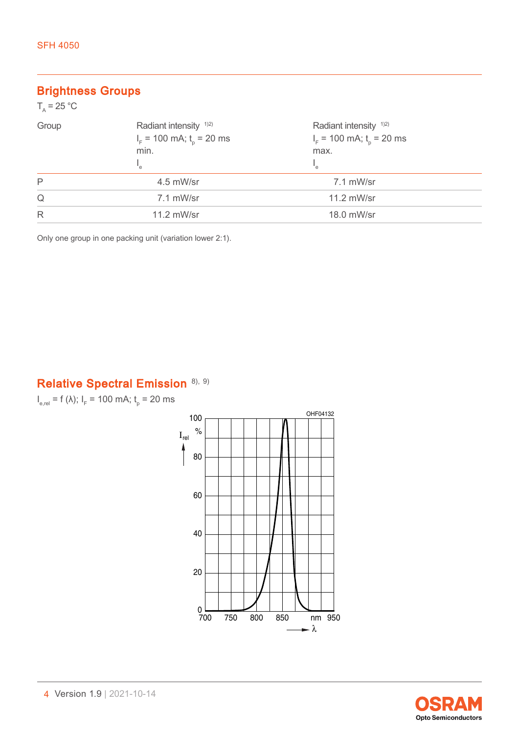## Brightness Groups

$T_A$ = 25 °C

| Group | Radiant intensity [1)2)] $I_F$ = 100 mA; $t_p$ = 20 ms min. $I_e$ | Radiant intensity [1)2)] $I_F$ = 100 mA; $t_p$ = 20 ms max. $I_e$ |
|---|---|---|
| P | 4.5 mW/sr | 7.1 mW/sr |
| Q | 7.1 mW/sr | 11.2 mW/sr |
| R | 11.2 mW/sr | 18.0 mW/sr |

Only one group in one packing unit (variation lower 2:1).

## Relative Spectral Emission [8), 9)]

$I_{e,rel} = f(\lambda)$; $I_F$ = 100 mA; $t_p$ = 20 ms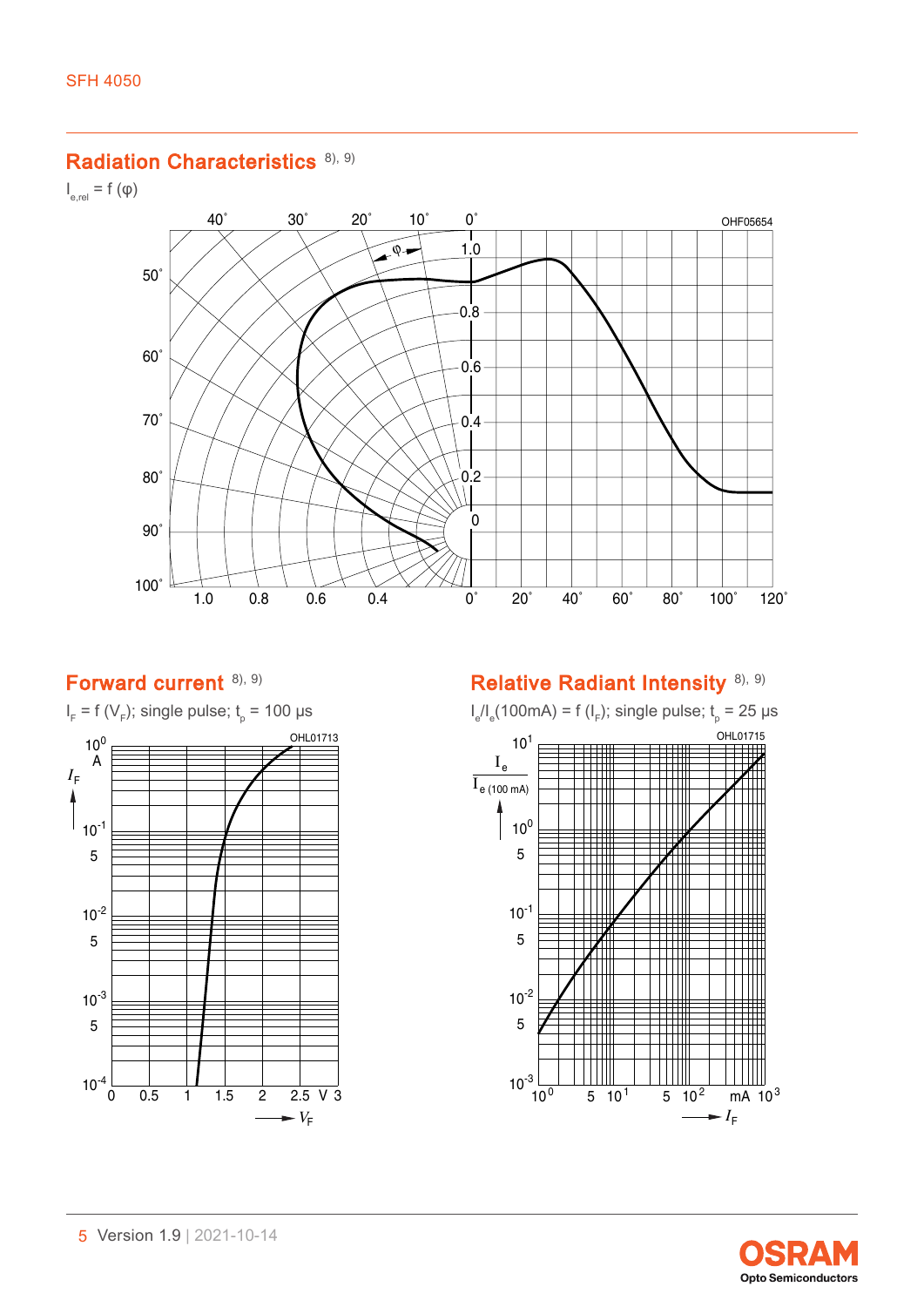## Radiation Characteristics [8), 9)]

$I_{e,rel} = f(\varphi)$

OHF05654

## Forward current [8), 9)]

$I_F = f(V_F)$; single pulse; $t_p$ = 100 µs

OHL01713

## Relative Radiant Intensity [8), 9)]

$I_e/I_e$(100mA) = f ($I_F$); single pulse; $t_p$ = 25 µs

OHL01715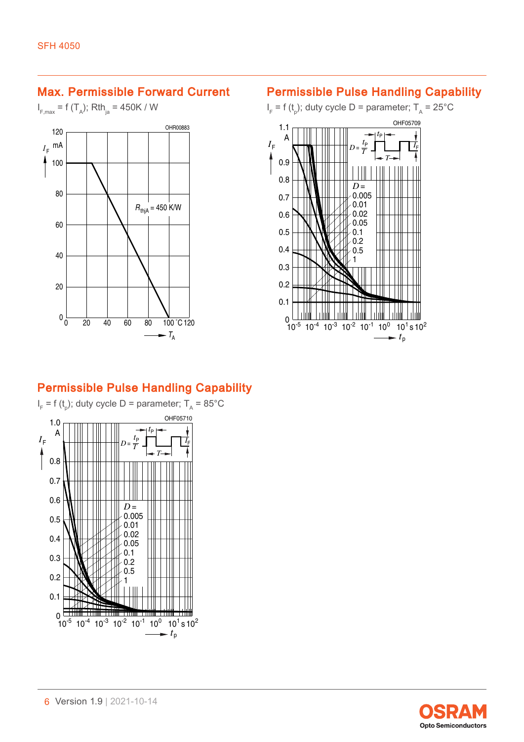## Max. Permissible Forward Current

$I_{F,max} = f(T_A)$; $Rth_{ja}$ = 450K / W

## Permissible Pulse Handling Capability

$I_F = f(t_p)$; duty cycle D = parameter; $T_A$ = 25°C

## Permissible Pulse Handling Capability

$I_F = f(t_p)$; duty cycle D = parameter; $T_A$ = 85°C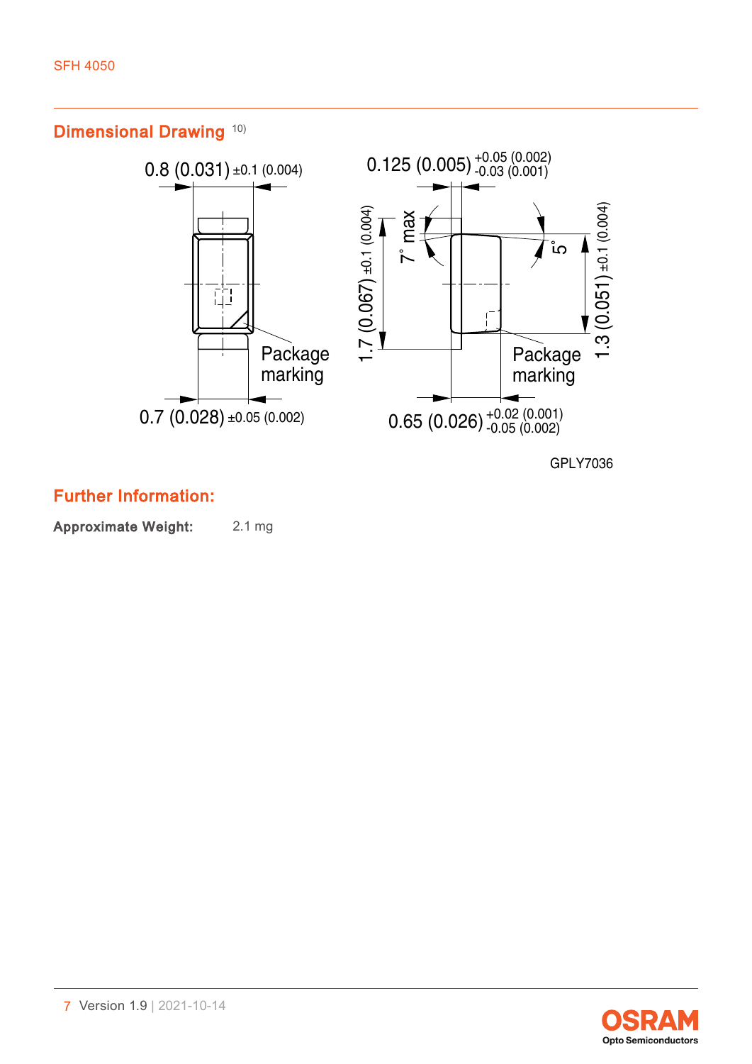## Dimensional Drawing [10)]

0.8 (0.031) ±0.1 (0.004)

0.125 (0.005) +0.05 (0.002) -0.03 (0.001)

1.7 (0.067) ±0.1 (0.004)

7° max

5°

1.3 (0.051) ±0.1 (0.004)

Package marking

Package marking

0.7 (0.028) ±0.05 (0.002)

0.65 (0.026) +0.02 (0.001) -0.05 (0.002)

GPLY7036

## Further Information:

**Approximate Weight:** 2.1 mg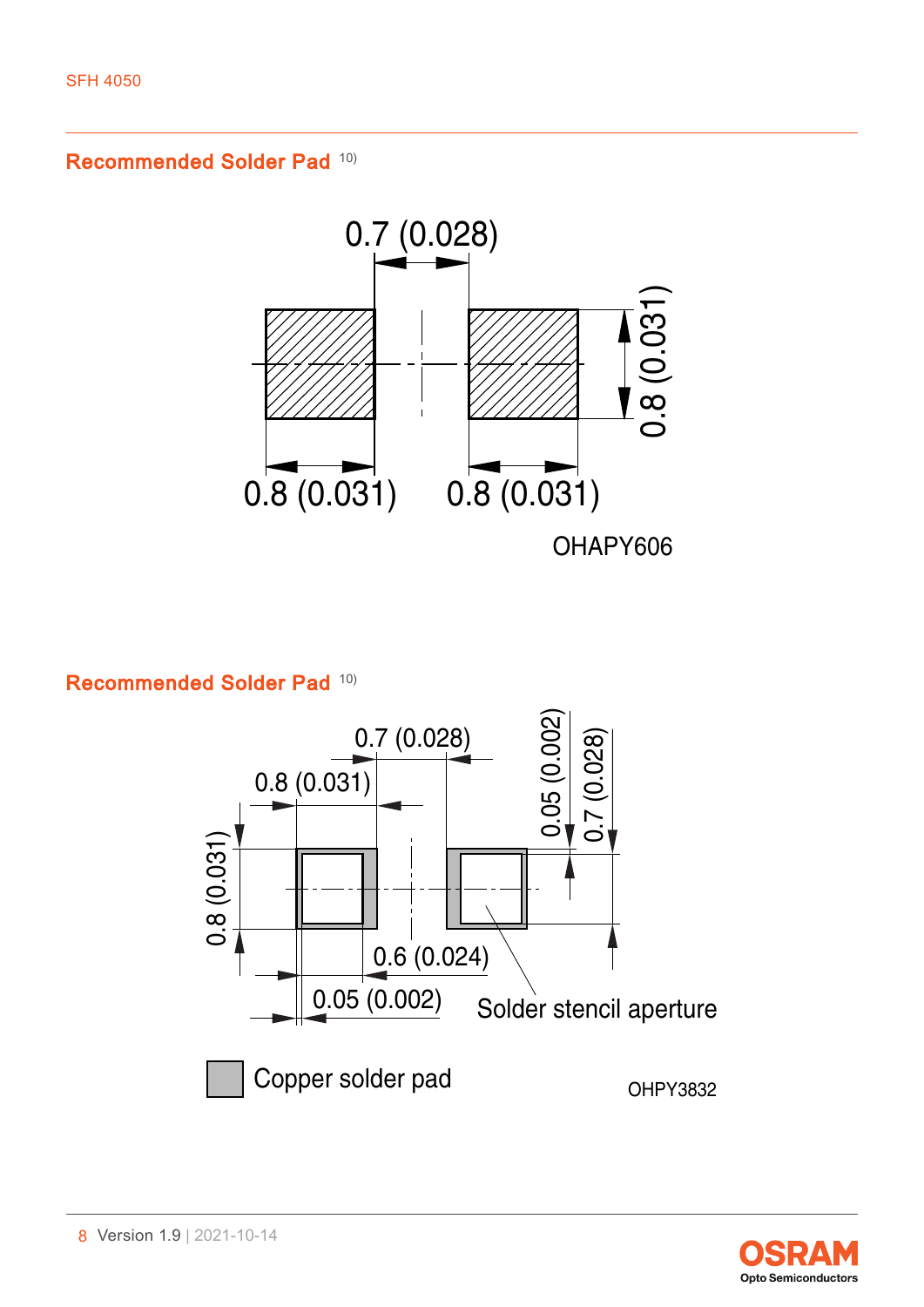## Recommended Solder Pad [10]

0.7 (0.028)

0.8 (0.031)

0.8 (0.031)    0.8 (0.031)

OHAPY606

## Recommended Solder Pad [10]

0.7 (0.028)

0.8 (0.031)

0.05 (0.002)

0.7 (0.028)

0.8 (0.031)

0.6 (0.024)

0.05 (0.002)

Solder stencil aperture

Copper solder pad

OHPY3832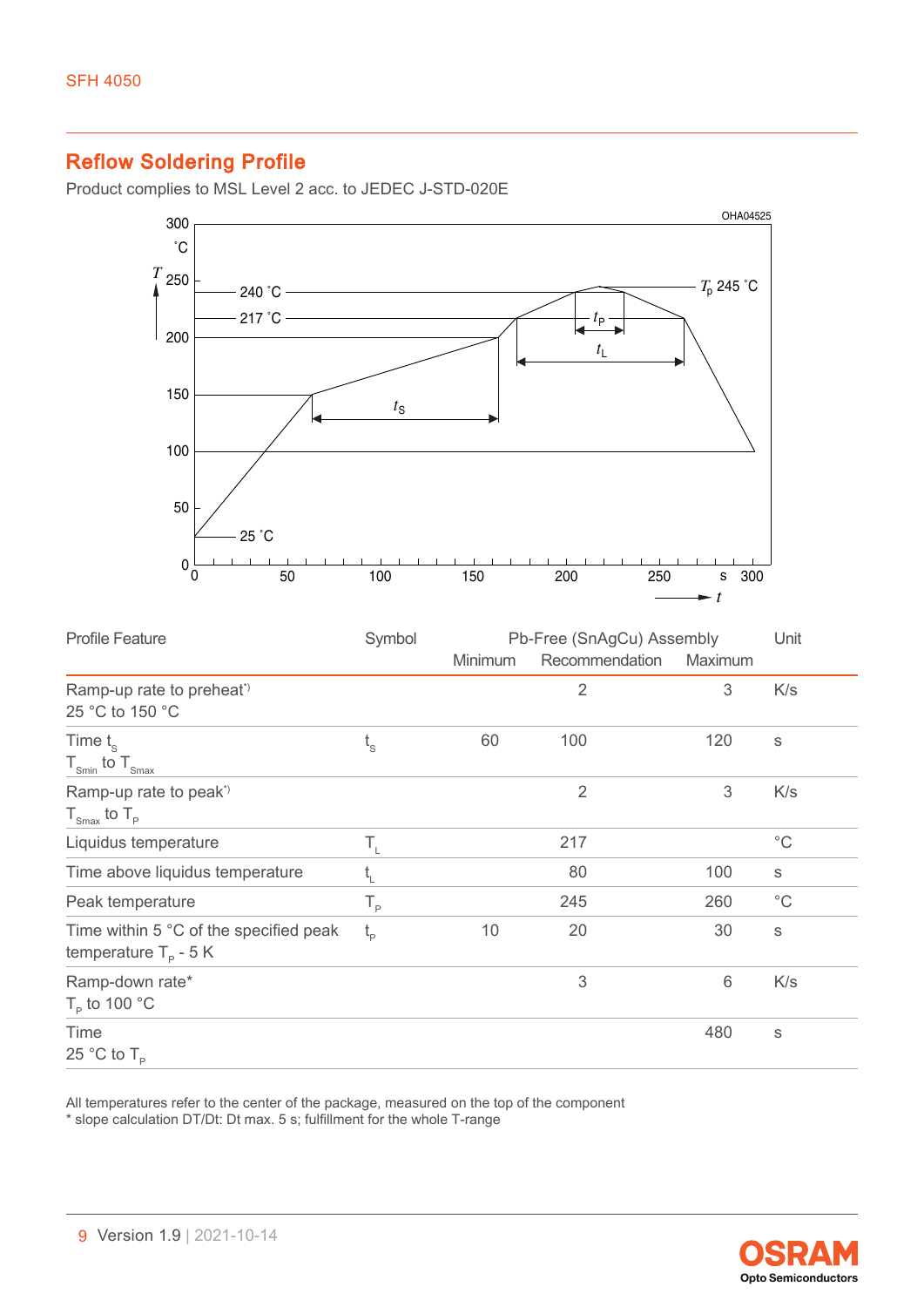## Reflow Soldering Profile

Product complies to MSL Level 2 acc. to JEDEC J-STD-020E

| Profile Feature | Symbol | Pb-Free (SnAgCu) Assembly | | | Unit |
|---|---|---|---|---|---|
| | | Minimum | Recommendation | Maximum | |
| Ramp-up rate to preheat*) 25 °C to 150 °C | | | 2 | 3 | K/s |
| Time $t_S$ $T_{Smin}$ to $T_{Smax}$ | $t_S$ | 60 | 100 | 120 | s |
| Ramp-up rate to peak*) $T_{Smax}$ to $T_P$ | | | 2 | 3 | K/s |
| Liquidus temperature | $T_L$ | | 217 | | °C |
| Time above liquidus temperature | $t_L$ | | 80 | 100 | s |
| Peak temperature | $T_P$ | | 245 | 260 | °C |
| Time within 5 °C of the specified peak temperature $T_P$ - 5 K | $t_P$ | 10 | 20 | 30 | s |
| Ramp-down rate* $T_P$ to 100 °C | | | 3 | 6 | K/s |
| Time 25 °C to $T_P$ | | | | 480 | s |

All temperatures refer to the center of the package, measured on the top of the component
* slope calculation DT/Dt: Dt max. 5 s; fulfillment for the whole T-range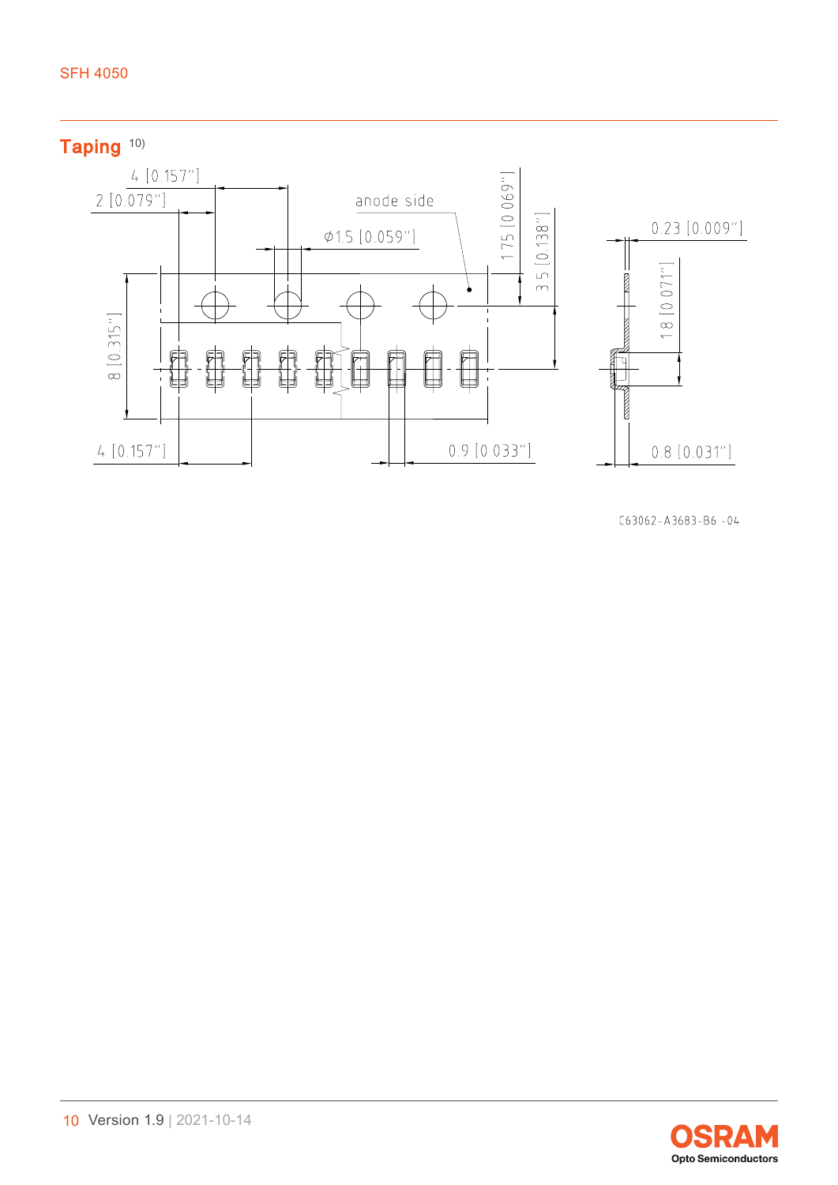## Taping [10]

4 [0.157"]

2 [0.079"]

anode side

Ø1.5 [0.059"]

1.75 [0.069"]

3.5 [0.138"]

0.23 [0.009"]

8 [0.315"]

1.8 [0.071"]

4 [0.157"]

0.9 [0.033"]

0.8 [0.031"]

C63062-A3683-B6 -04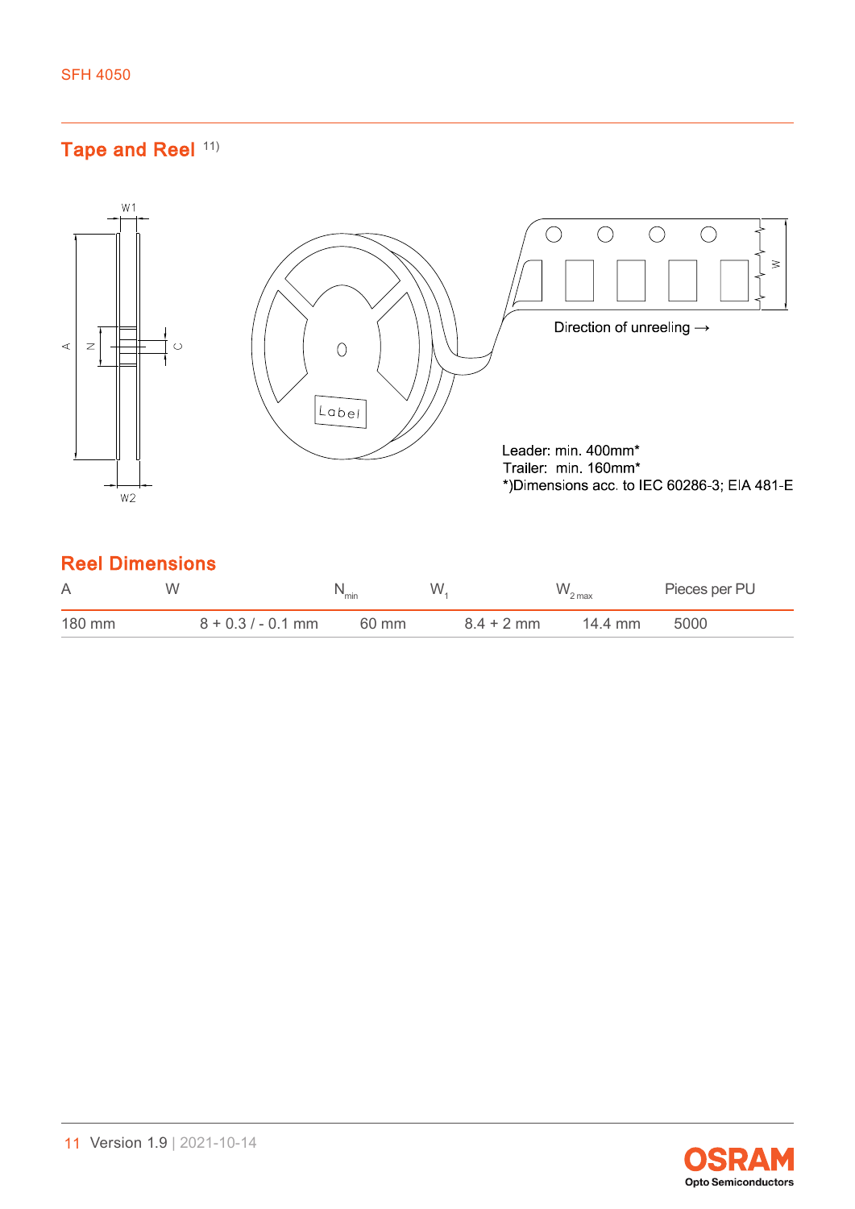## Tape and Reel [11)]

Direction of unreeling →

Leader: min. 400mm*
Trailer: min. 160mm*
*)Dimensions acc. to IEC 60286-3; EIA 481-E

## Reel Dimensions

| A | W | $N_{min}$ | $W_1$ | $W_{2\,max}$ | Pieces per PU |
|---|---|---|---|---|---|
| 180 mm | 8 + 0.3 / - 0.1 mm | 60 mm | 8.4 + 2 mm | 14.4 mm | 5000 |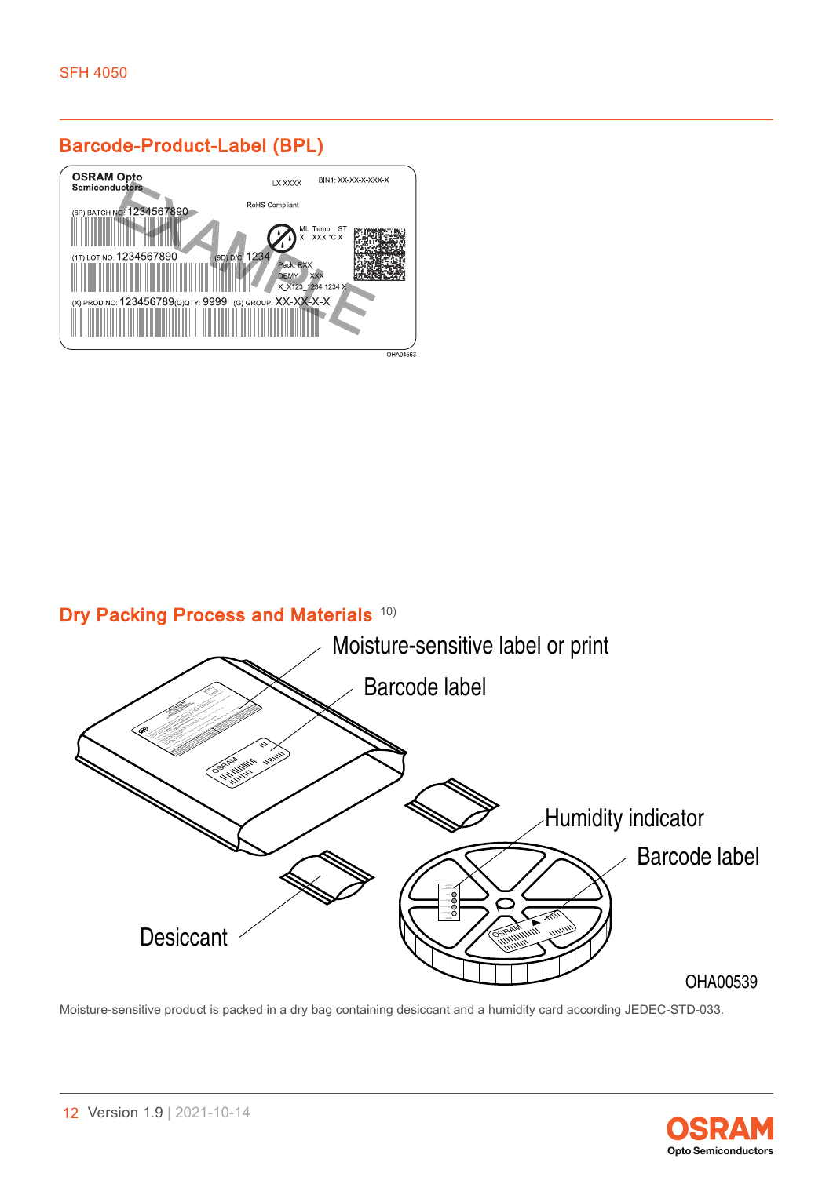## Barcode-Product-Label (BPL)

## Dry Packing Process and Materials [10)]

Moisture-sensitive product is packed in a dry bag containing desiccant and a humidity card according JEDEC-STD-033.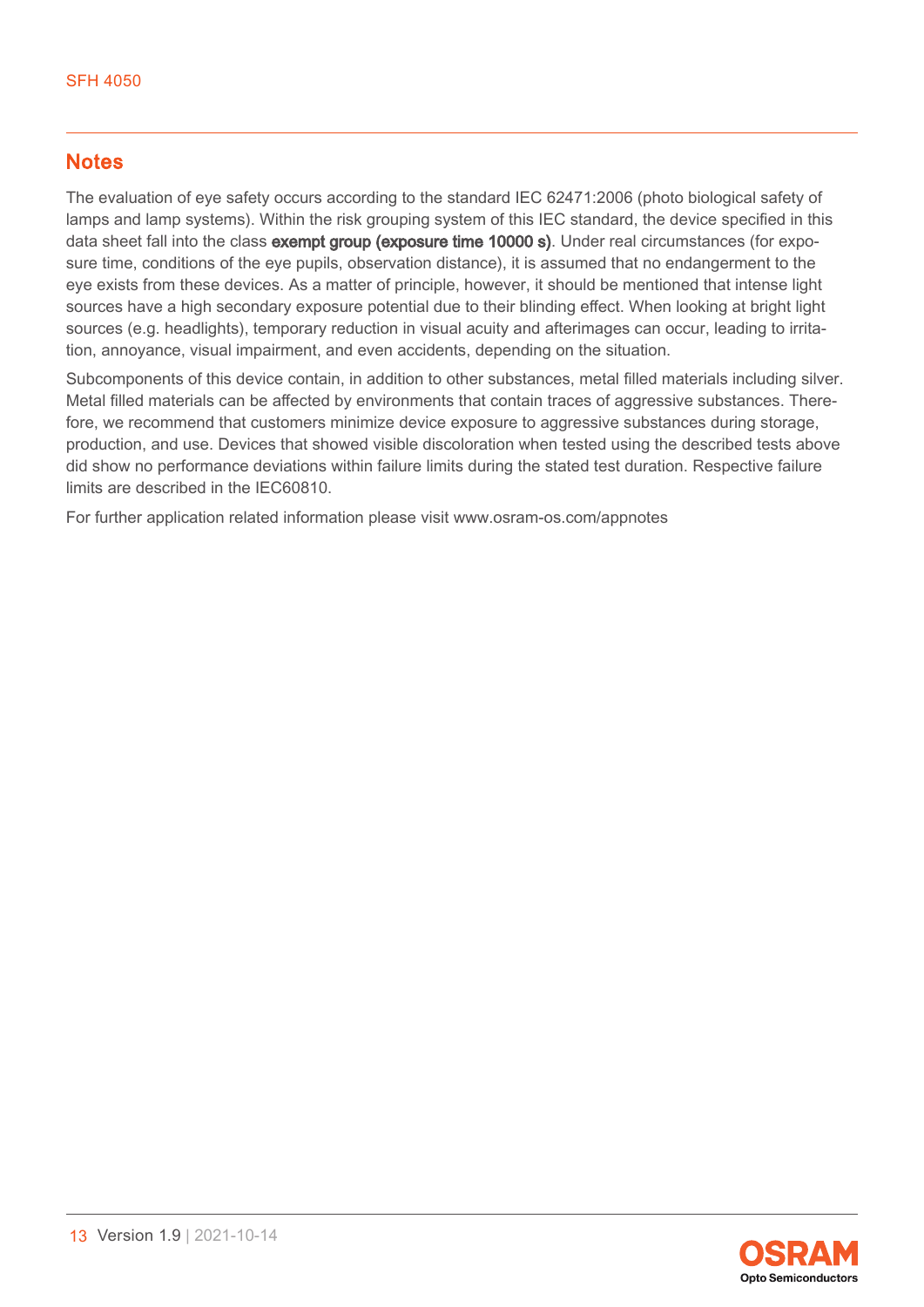## Notes

The evaluation of eye safety occurs according to the standard IEC 62471:2006 (photo biological safety of lamps and lamp systems). Within the risk grouping system of this IEC standard, the device specified in this data sheet fall into the class **exempt group (exposure time 10000 s)**. Under real circumstances (for exposure time, conditions of the eye pupils, observation distance), it is assumed that no endangerment to the eye exists from these devices. As a matter of principle, however, it should be mentioned that intense light sources have a high secondary exposure potential due to their blinding effect. When looking at bright light sources (e.g. headlights), temporary reduction in visual acuity and afterimages can occur, leading to irritation, annoyance, visual impairment, and even accidents, depending on the situation.

Subcomponents of this device contain, in addition to other substances, metal filled materials including silver. Metal filled materials can be affected by environments that contain traces of aggressive substances. Therefore, we recommend that customers minimize device exposure to aggressive substances during storage, production, and use. Devices that showed visible discoloration when tested using the described tests above did show no performance deviations within failure limits during the stated test duration. Respective failure limits are described in the IEC60810.

For further application related information please visit www.osram-os.com/appnotes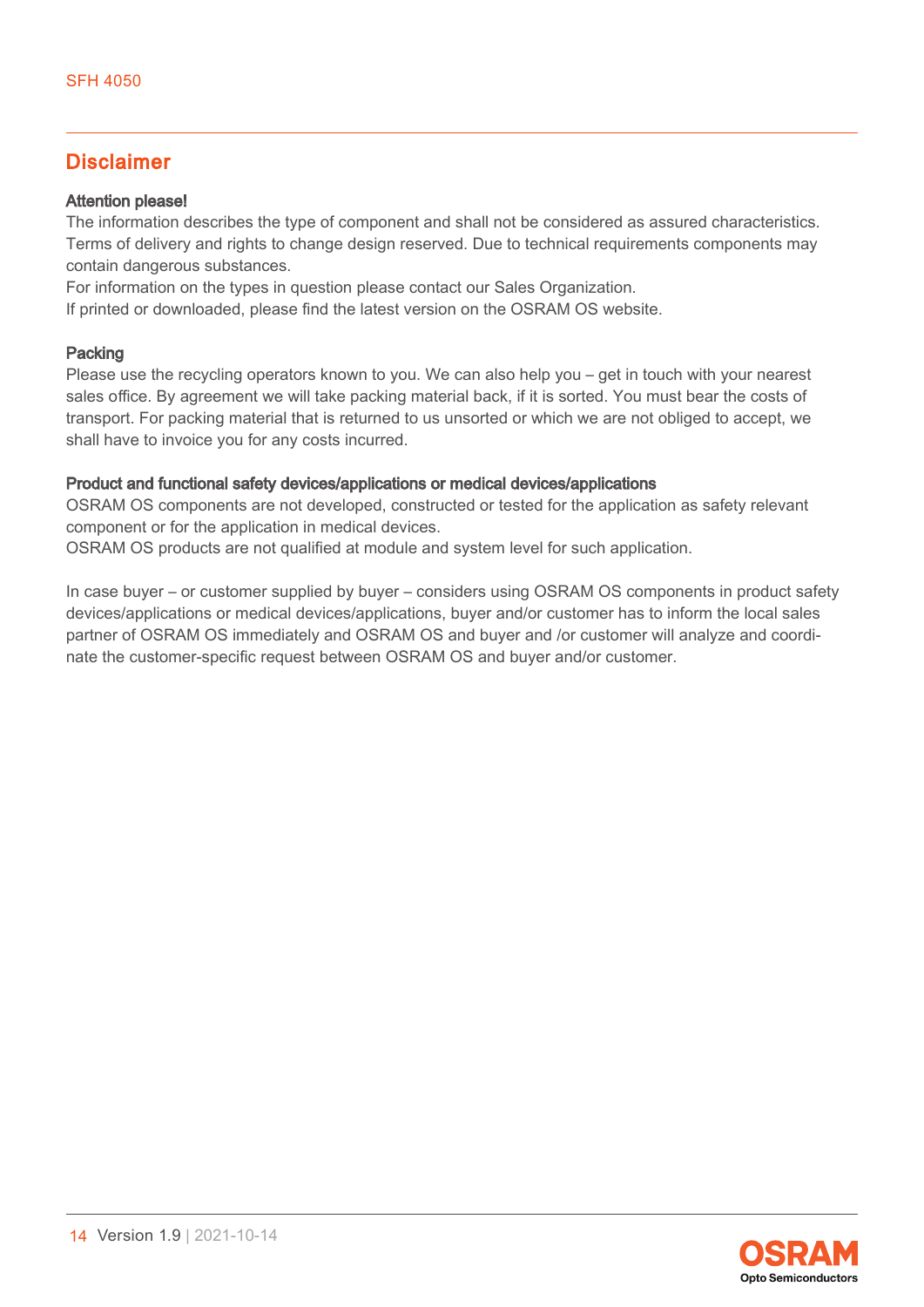## Disclaimer

**Attention please!**

The information describes the type of component and shall not be considered as assured characteristics. Terms of delivery and rights to change design reserved. Due to technical requirements components may contain dangerous substances.

For information on the types in question please contact our Sales Organization.

If printed or downloaded, please find the latest version on the OSRAM OS website.

**Packing**

Please use the recycling operators known to you. We can also help you – get in touch with your nearest sales office. By agreement we will take packing material back, if it is sorted. You must bear the costs of transport. For packing material that is returned to us unsorted or which we are not obliged to accept, we shall have to invoice you for any costs incurred.

**Product and functional safety devices/applications or medical devices/applications**

OSRAM OS components are not developed, constructed or tested for the application as safety relevant component or for the application in medical devices.

OSRAM OS products are not qualified at module and system level for such application.

In case buyer – or customer supplied by buyer – considers using OSRAM OS components in product safety devices/applications or medical devices/applications, buyer and/or customer has to inform the local sales partner of OSRAM OS immediately and OSRAM OS and buyer and /or customer will analyze and coordinate the customer-specific request between OSRAM OS and buyer and/or customer.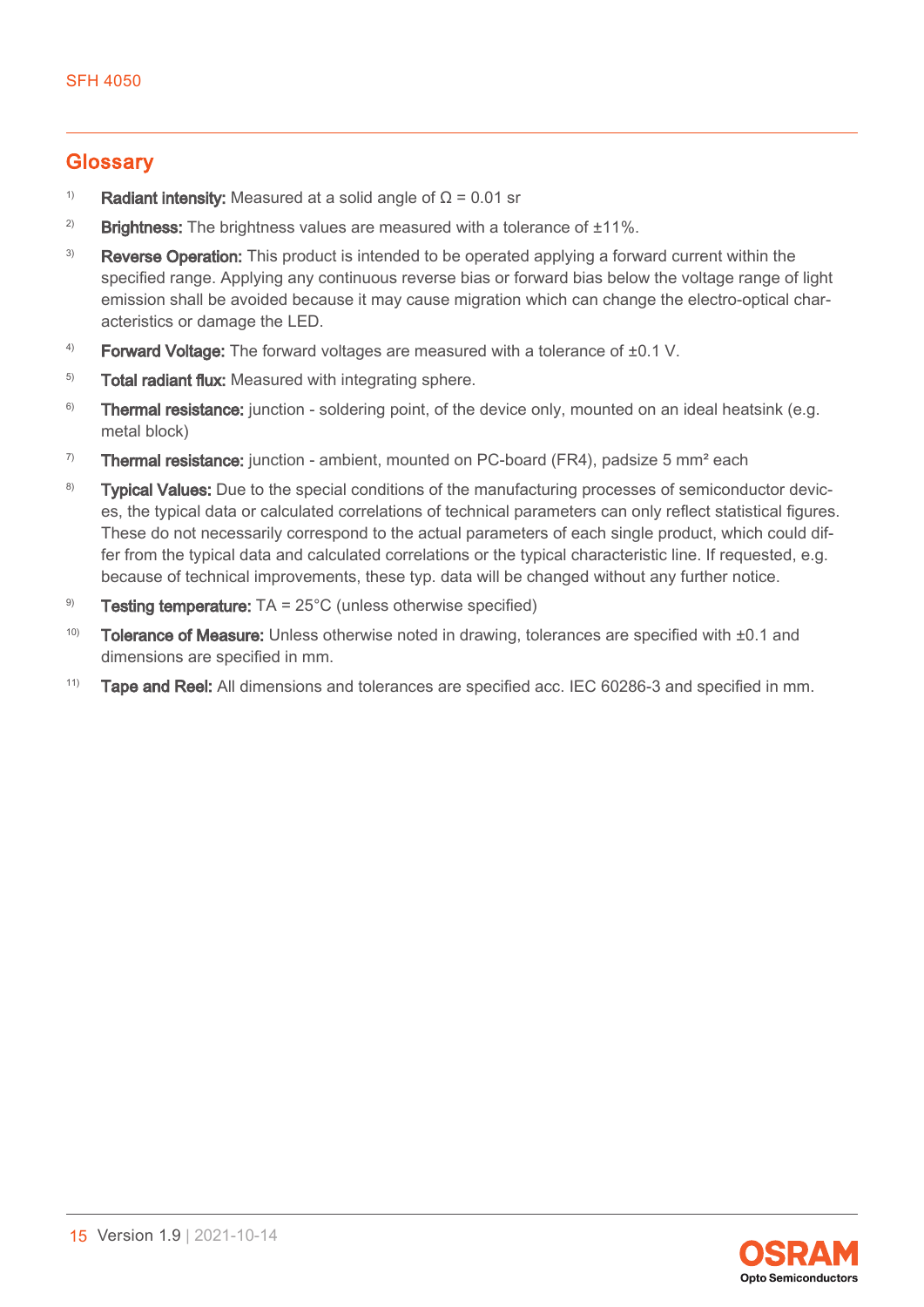## Glossary

[1] **Radiant intensity:** Measured at a solid angle of Ω = 0.01 sr

[2] **Brightness:** The brightness values are measured with a tolerance of ±11%.

[3] **Reverse Operation:** This product is intended to be operated applying a forward current within the specified range. Applying any continuous reverse bias or forward bias below the voltage range of light emission shall be avoided because it may cause migration which can change the electro-optical characteristics or damage the LED.

[4] **Forward Voltage:** The forward voltages are measured with a tolerance of ±0.1 V.

[5] **Total radiant flux:** Measured with integrating sphere.

[6] **Thermal resistance:** junction - soldering point, of the device only, mounted on an ideal heatsink (e.g. metal block)

[7] **Thermal resistance:** junction - ambient, mounted on PC-board (FR4), padsize 5 mm² each

[8] **Typical Values:** Due to the special conditions of the manufacturing processes of semiconductor devices, the typical data or calculated correlations of technical parameters can only reflect statistical figures. These do not necessarily correspond to the actual parameters of each single product, which could differ from the typical data and calculated correlations or the typical characteristic line. If requested, e.g. because of technical improvements, these typ. data will be changed without any further notice.

[9] **Testing temperature:** TA = 25°C (unless otherwise specified)

[10] **Tolerance of Measure:** Unless otherwise noted in drawing, tolerances are specified with ±0.1 and dimensions are specified in mm.

[11] **Tape and Reel:** All dimensions and tolerances are specified acc. IEC 60286-3 and specified in mm.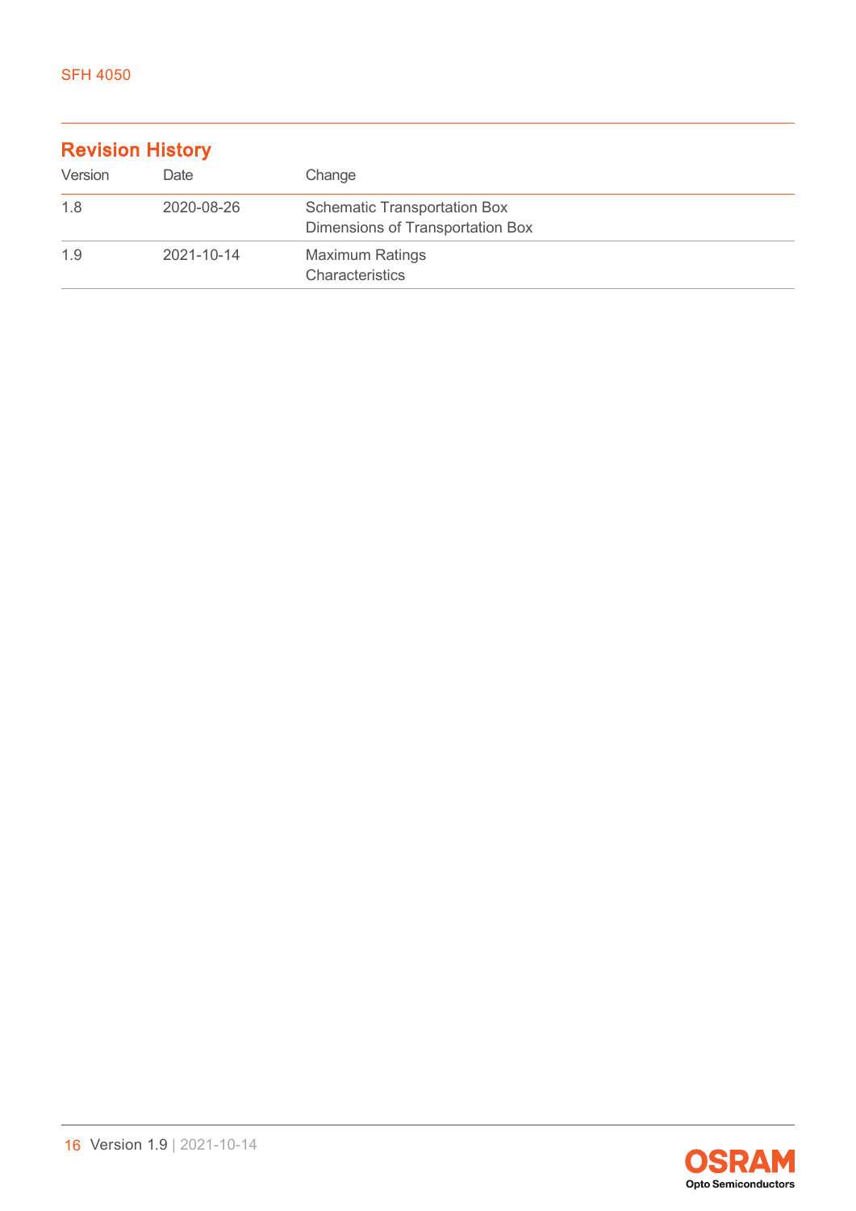## Revision History

| Version | Date | Change |
| --- | --- | --- |
| 1.8 | 2020-08-26 | Schematic Transportation Box<br>Dimensions of Transportation Box |
| 1.9 | 2021-10-14 | Maximum Ratings<br>Characteristics |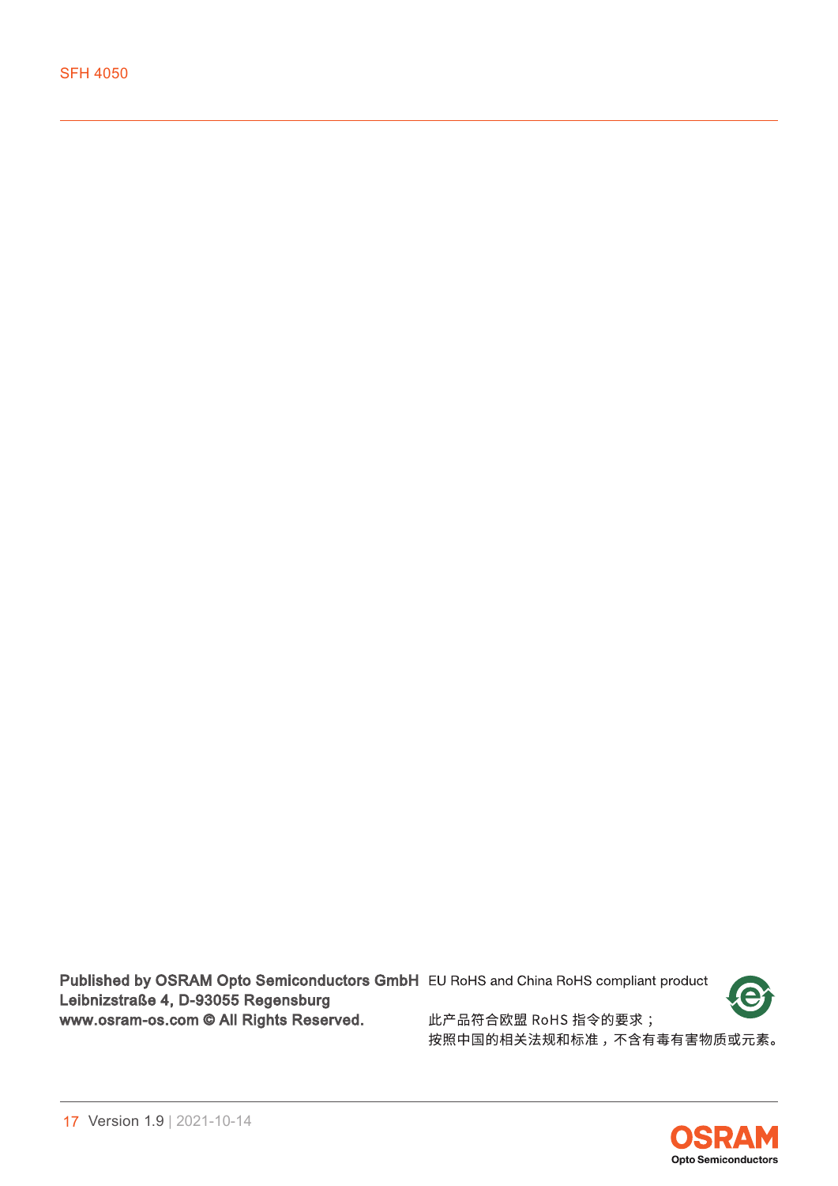**Published by OSRAM Opto Semiconductors GmbH**
**Leibnizstraße 4, D-93055 Regensburg**
**www.osram-os.com © All Rights Reserved.**

EU RoHS and China RoHS compliant product

此产品符合欧盟 RoHS 指令的要求；
按照中国的相关法规和标准，不含有毒有害物质或元素。

Version 1.9 | 2021-10-14